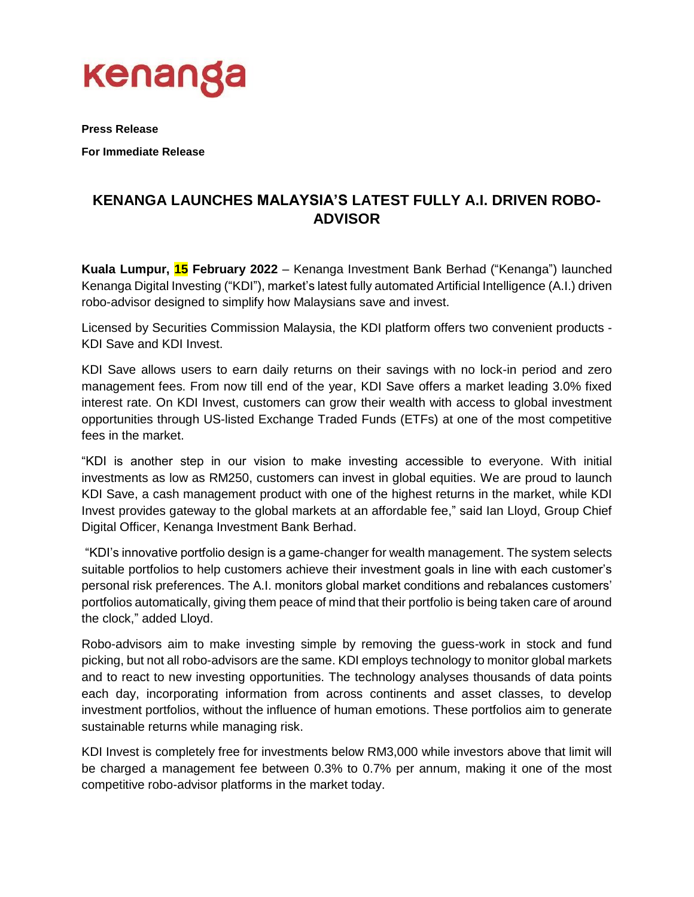kenanga

**Press Release**

**For Immediate Release**

# KENANGA LAUNCHES MALAYSIA'S LATEST FULLY A.I. DRIVEN ROBO-ADVISOR

**Kuala Lumpur, 15 February 2022** – Kenanga Investment Bank Berhad ("Kenanga") launched Kenanga Digital Investing ("KDI"), market's latest fully automated Artificial Intelligence (A.I.) driven robo-advisor designed to simplify how Malaysians save and invest.

Licensed by Securities Commission Malaysia, the KDI platform offers two convenient products - KDI Save and KDI Invest.

KDI Save allows users to earn daily returns on their savings with no lock-in period and zero management fees. From now till end of the year, KDI Save offers a market leading 3.0% fixed interest rate. On KDI Invest, customers can grow their wealth with access to global investment opportunities through US-listed Exchange Traded Funds (ETFs) at one of the most competitive fees in the market.

"KDI is another step in our vision to make investing accessible to everyone. With initial investments as low as RM250, customers can invest in global equities. We are proud to launch KDI Save, a cash management product with one of the highest returns in the market, while KDI Invest provides gateway to the global markets at an affordable fee," said Ian Lloyd, Group Chief Digital Officer, Kenanga Investment Bank Berhad.

"KDI's innovative portfolio design is a game-changer for wealth management. The system selects suitable portfolios to help customers achieve their investment goals in line with each customer's personal risk preferences. The A.I. monitors global market conditions and rebalances customers' portfolios automatically, giving them peace of mind that their portfolio is being taken care of around the clock," added Lloyd.

Robo-advisors aim to make investing simple by removing the guess-work in stock and fund picking, but not all robo-advisors are the same. KDI employs technology to monitor global markets and to react to new investing opportunities. The technology analyses thousands of data points each day, incorporating information from across continents and asset classes, to develop investment portfolios, without the influence of human emotions. These portfolios aim to generate sustainable returns while managing risk.

KDI Invest is completely free for investments below RM3,000 while investors above that limit will be charged a management fee between 0.3% to 0.7% per annum, making it one of the most competitive robo-advisor platforms in the market today.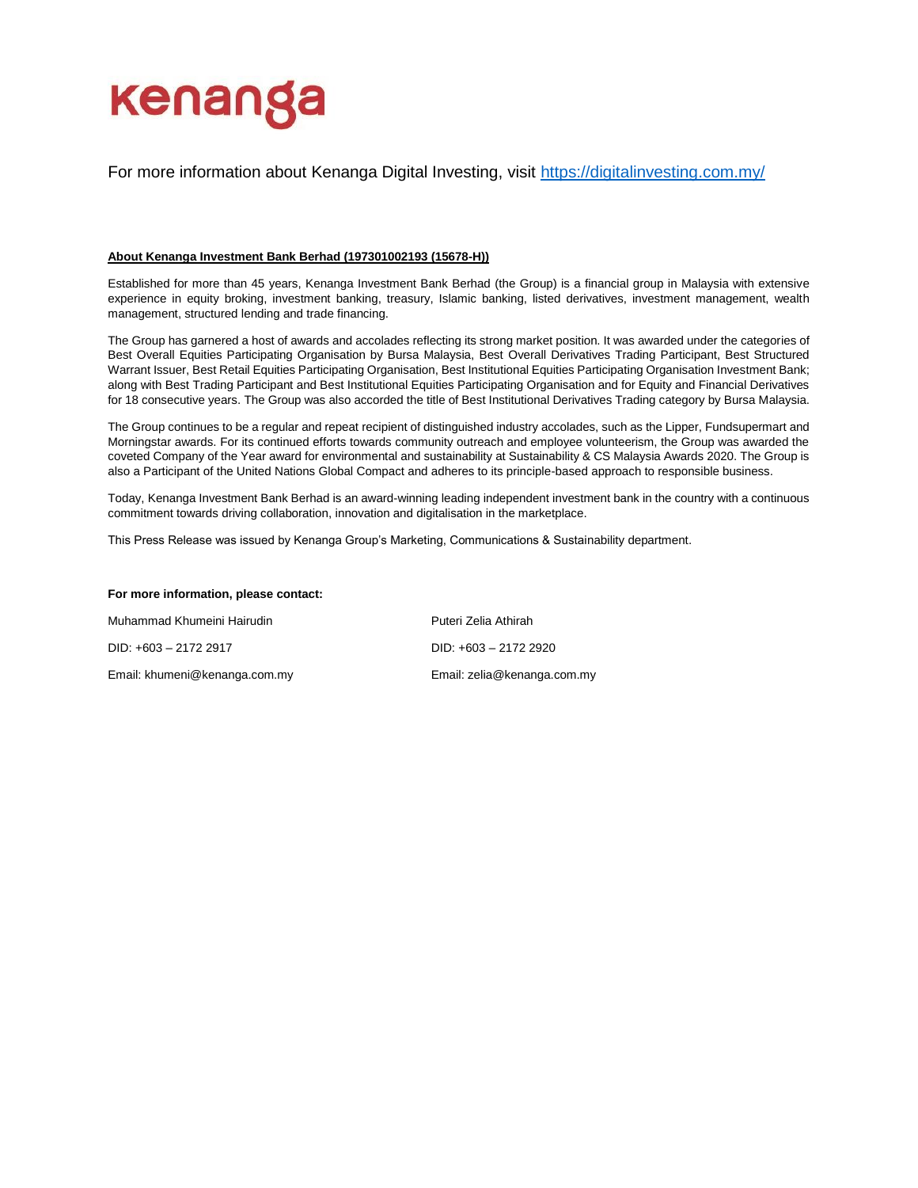kenanga

For more information about Kenanga Digital Investing, visit https://digitalinvesting.com.my/

**About Kenanga Investment Bank Berhad (197301002193 (15678-H))**

Established for more than 45 years, Kenanga Investment Bank Berhad (the Group) is a financial group in Malaysia with extensive experience in equity broking, investment banking, treasury, Islamic banking, listed derivatives, investment management, wealth management, structured lending and trade financing.

The Group has garnered a host of awards and accolades reflecting its strong market position. It was awarded under the categories of Best Overall Equities Participating Organisation by Bursa Malaysia, Best Overall Derivatives Trading Participant, Best Structured Warrant Issuer, Best Retail Equities Participating Organisation, Best Institutional Equities Participating Organisation Investment Bank; along with Best Trading Participant and Best Institutional Equities Participating Organisation and for Equity and Financial Derivatives for 18 consecutive years. The Group was also accorded the title of Best Institutional Derivatives Trading category by Bursa Malaysia.

The Group continues to be a regular and repeat recipient of distinguished industry accolades, such as the Lipper, Fundsupermart and Morningstar awards. For its continued efforts towards community outreach and employee volunteerism, the Group was awarded the coveted Company of the Year award for environmental and sustainability at Sustainability & CS Malaysia Awards 2020. The Group is also a Participant of the United Nations Global Compact and adheres to its principle-based approach to responsible business.

Today, Kenanga Investment Bank Berhad is an award-winning leading independent investment bank in the country with a continuous commitment towards driving collaboration, innovation and digitalisation in the marketplace.

This Press Release was issued by Kenanga Group's Marketing, Communications & Sustainability department.

**For more information, please contact:**

Muhammad Khumeini Hairudin

DID: +603 – 2172 2917

Email: khumeni@kenanga.com.my

Puteri Zelia Athirah

DID: +603 – 2172 2920

Email: zelia@kenanga.com.my